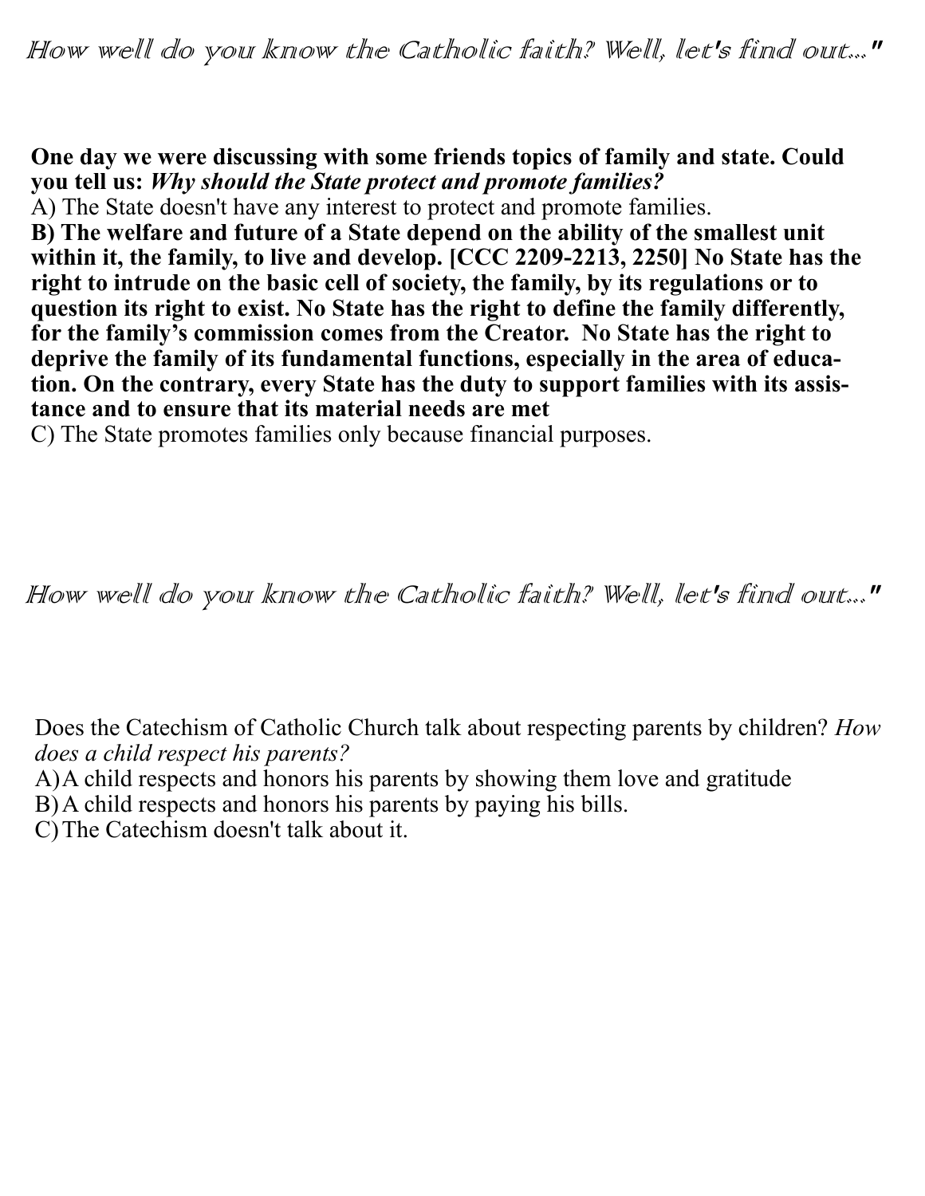*How well do you know the Catholic faith? Well, let's find out..."*

**One day we were discussing with some friends topics of family and state. Could you tell us: *Why should the State protect and promote families?***

A) The State doesn't have any interest to protect and promote families.

**B) The welfare and future of a State depend on the ability of the smallest unit within it, the family, to live and develop. [CCC 2209-2213, 2250] No State has the right to intrude on the basic cell of society, the family, by its regulations or to question its right to exist. No State has the right to define the family differently, for the family's commission comes from the Creator. No State has the right to deprive the family of its fundamental functions, especially in the area of education. On the contrary, every State has the duty to support families with its assistance and to ensure that its material needs are met**

C) The State promotes families only because financial purposes.

*How well do you know the Catholic faith? Well, let's find out..."*

Does the Catechism of Catholic Church talk about respecting parents by children? *How does a child respect his parents?*

A) A child respects and honors his parents by showing them love and gratitude

B) A child respects and honors his parents by paying his bills.

C) The Catechism doesn't talk about it.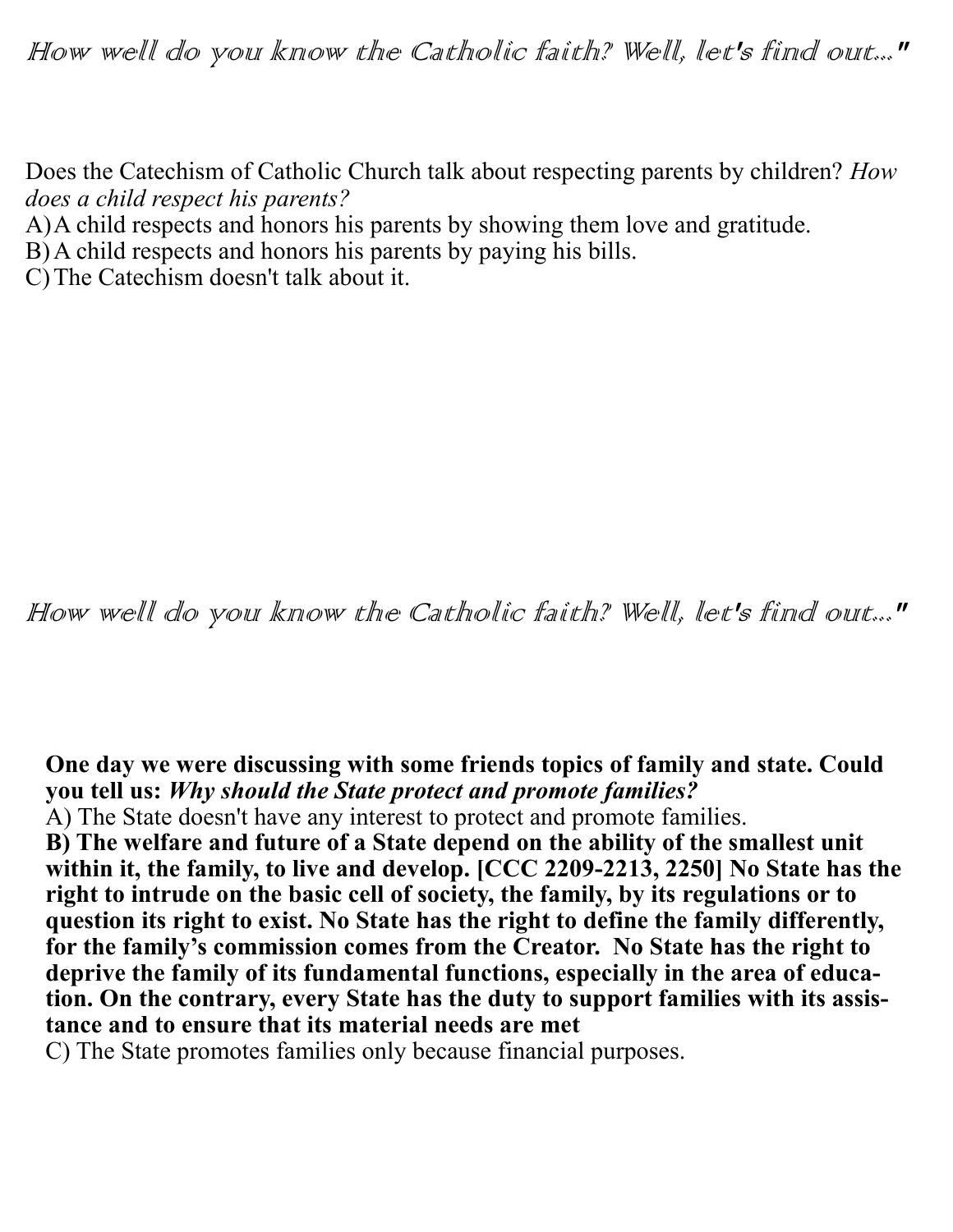*How well do you know the Catholic faith? Well, let's find out..."*

Does the Catechism of Catholic Church talk about respecting parents by children? *How does a child respect his parents?*

A) A child respects and honors his parents by showing them love and gratitude.
B) A child respects and honors his parents by paying his bills.
C) The Catechism doesn't talk about it.

*How well do you know the Catholic faith? Well, let's find out..."*

**One day we were discussing with some friends topics of family and state. Could you tell us: *Why should the State protect and promote families?***

A) The State doesn't have any interest to protect and promote families.
**B) The welfare and future of a State depend on the ability of the smallest unit within it, the family, to live and develop. [CCC 2209-2213, 2250] No State has the right to intrude on the basic cell of society, the family, by its regulations or to question its right to exist. No State has the right to define the family differently, for the family's commission comes from the Creator. No State has the right to deprive the family of its fundamental functions, especially in the area of education. On the contrary, every State has the duty to support families with its assistance and to ensure that its material needs are met**
C) The State promotes families only because financial purposes.